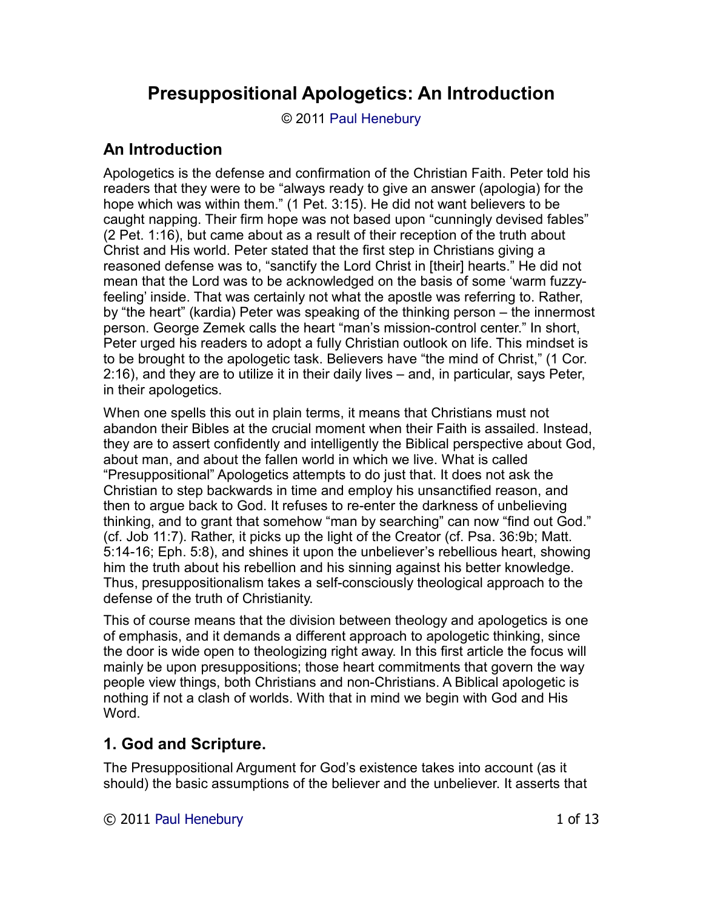# Presuppositional Apologetics: An Introduction

© 2011 Paul Henebury

## An Introduction

Apologetics is the defense and confirmation of the Christian Faith. Peter told his readers that they were to be "always ready to give an answer (apologia) for the hope which was within them." (1 Pet. 3:15). He did not want believers to be caught napping. Their firm hope was not based upon "cunningly devised fables" (2 Pet. 1:16), but came about as a result of their reception of the truth about Christ and His world. Peter stated that the first step in Christians giving a reasoned defense was to, "sanctify the Lord Christ in [their] hearts." He did not mean that the Lord was to be acknowledged on the basis of some 'warm fuzzy-feeling' inside. That was certainly not what the apostle was referring to. Rather, by "the heart" (kardia) Peter was speaking of the thinking person – the innermost person. George Zemek calls the heart "man's mission-control center." In short, Peter urged his readers to adopt a fully Christian outlook on life. This mindset is to be brought to the apologetic task. Believers have "the mind of Christ," (1 Cor. 2:16), and they are to utilize it in their daily lives – and, in particular, says Peter, in their apologetics.

When one spells this out in plain terms, it means that Christians must not abandon their Bibles at the crucial moment when their Faith is assailed. Instead, they are to assert confidently and intelligently the Biblical perspective about God, about man, and about the fallen world in which we live. What is called "Presuppositional" Apologetics attempts to do just that. It does not ask the Christian to step backwards in time and employ his unsanctified reason, and then to argue back to God. It refuses to re-enter the darkness of unbelieving thinking, and to grant that somehow "man by searching" can now "find out God." (cf. Job 11:7). Rather, it picks up the light of the Creator (cf. Psa. 36:9b; Matt. 5:14-16; Eph. 5:8), and shines it upon the unbeliever's rebellious heart, showing him the truth about his rebellion and his sinning against his better knowledge. Thus, presuppositionalism takes a self-consciously theological approach to the defense of the truth of Christianity.

This of course means that the division between theology and apologetics is one of emphasis, and it demands a different approach to apologetic thinking, since the door is wide open to theologizing right away. In this first article the focus will mainly be upon presuppositions; those heart commitments that govern the way people view things, both Christians and non-Christians. A Biblical apologetic is nothing if not a clash of worlds. With that in mind we begin with God and His Word.

## 1. God and Scripture.

The Presuppositional Argument for God's existence takes into account (as it should) the basic assumptions of the believer and the unbeliever. It asserts that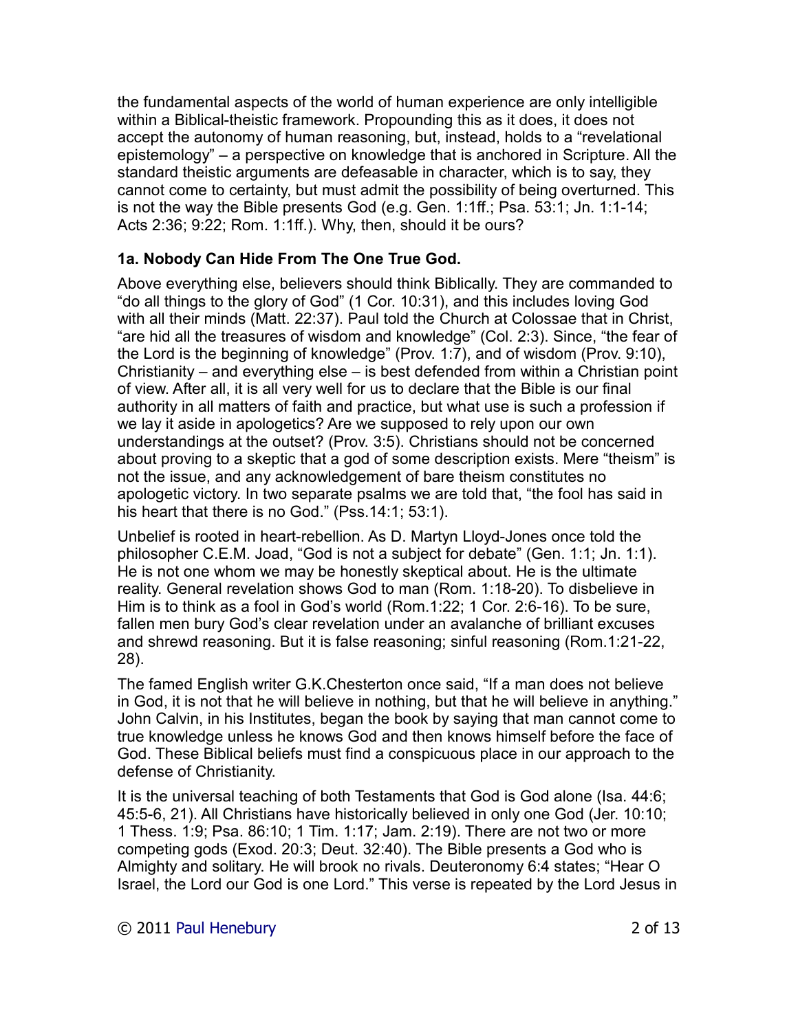the fundamental aspects of the world of human experience are only intelligible within a Biblical-theistic framework. Propounding this as it does, it does not accept the autonomy of human reasoning, but, instead, holds to a "revelational epistemology" – a perspective on knowledge that is anchored in Scripture. All the standard theistic arguments are defeasable in character, which is to say, they cannot come to certainty, but must admit the possibility of being overturned. This is not the way the Bible presents God (e.g. Gen. 1:1ff.; Psa. 53:1; Jn. 1:1-14; Acts 2:36; 9:22; Rom. 1:1ff.). Why, then, should it be ours?

**1a. Nobody Can Hide From The One True God.**

Above everything else, believers should think Biblically. They are commanded to "do all things to the glory of God" (1 Cor. 10:31), and this includes loving God with all their minds (Matt. 22:37). Paul told the Church at Colossae that in Christ, "are hid all the treasures of wisdom and knowledge" (Col. 2:3). Since, "the fear of the Lord is the beginning of knowledge" (Prov. 1:7), and of wisdom (Prov. 9:10), Christianity – and everything else – is best defended from within a Christian point of view. After all, it is all very well for us to declare that the Bible is our final authority in all matters of faith and practice, but what use is such a profession if we lay it aside in apologetics? Are we supposed to rely upon our own understandings at the outset? (Prov. 3:5). Christians should not be concerned about proving to a skeptic that a god of some description exists. Mere "theism" is not the issue, and any acknowledgement of bare theism constitutes no apologetic victory. In two separate psalms we are told that, "the fool has said in his heart that there is no God." (Pss.14:1; 53:1).

Unbelief is rooted in heart-rebellion. As D. Martyn Lloyd-Jones once told the philosopher C.E.M. Joad, "God is not a subject for debate" (Gen. 1:1; Jn. 1:1). He is not one whom we may be honestly skeptical about. He is the ultimate reality. General revelation shows God to man (Rom. 1:18-20). To disbelieve in Him is to think as a fool in God's world (Rom.1:22; 1 Cor. 2:6-16). To be sure, fallen men bury God's clear revelation under an avalanche of brilliant excuses and shrewd reasoning. But it is false reasoning; sinful reasoning (Rom.1:21-22, 28).

The famed English writer G.K.Chesterton once said, "If a man does not believe in God, it is not that he will believe in nothing, but that he will believe in anything." John Calvin, in his Institutes, began the book by saying that man cannot come to true knowledge unless he knows God and then knows himself before the face of God. These Biblical beliefs must find a conspicuous place in our approach to the defense of Christianity.

It is the universal teaching of both Testaments that God is God alone (Isa. 44:6; 45:5-6, 21). All Christians have historically believed in only one God (Jer. 10:10; 1 Thess. 1:9; Psa. 86:10; 1 Tim. 1:17; Jam. 2:19). There are not two or more competing gods (Exod. 20:3; Deut. 32:40). The Bible presents a God who is Almighty and solitary. He will brook no rivals. Deuteronomy 6:4 states; "Hear O Israel, the Lord our God is one Lord." This verse is repeated by the Lord Jesus in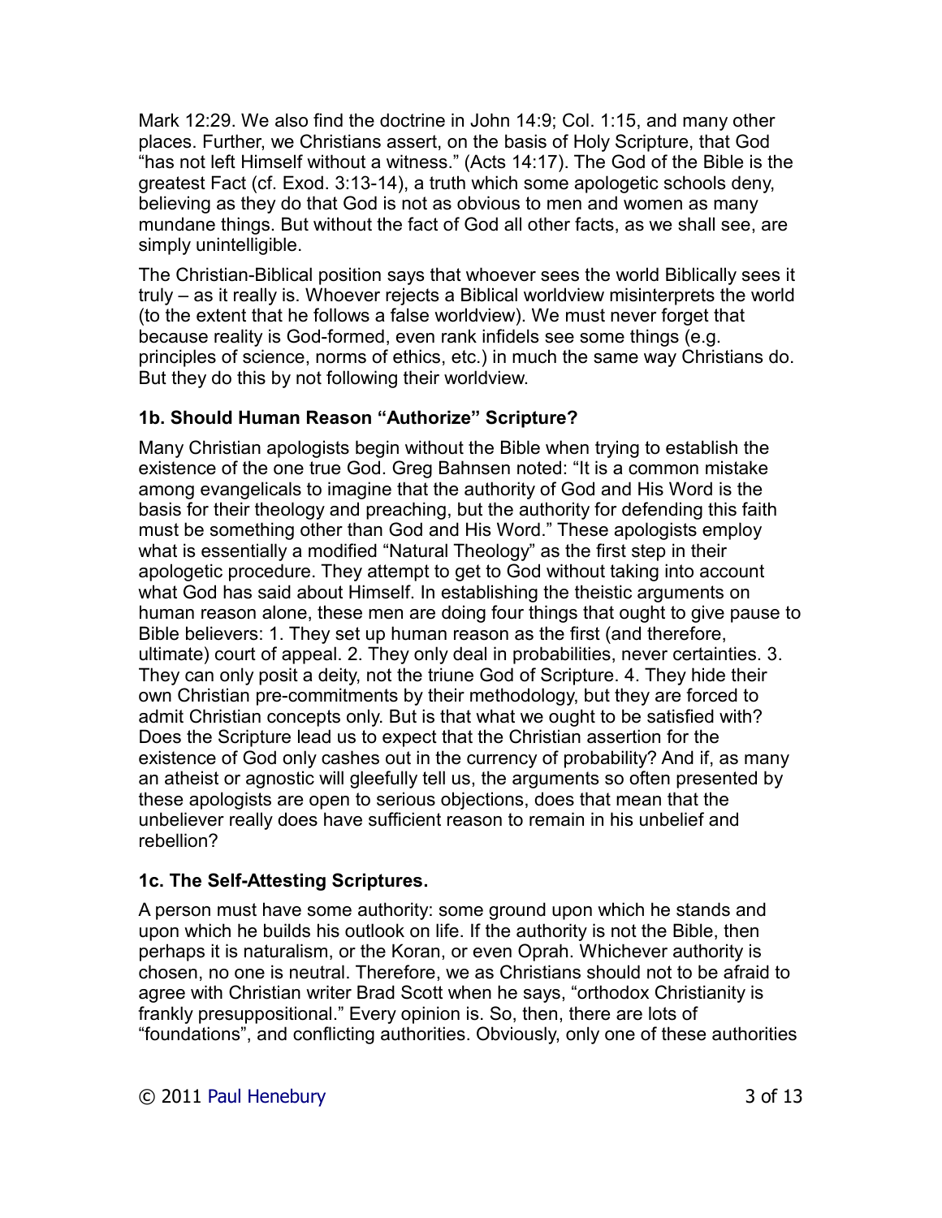Mark 12:29. We also find the doctrine in John 14:9; Col. 1:15, and many other places. Further, we Christians assert, on the basis of Holy Scripture, that God "has not left Himself without a witness." (Acts 14:17). The God of the Bible is the greatest Fact (cf. Exod. 3:13-14), a truth which some apologetic schools deny, believing as they do that God is not as obvious to men and women as many mundane things. But without the fact of God all other facts, as we shall see, are simply unintelligible.

The Christian-Biblical position says that whoever sees the world Biblically sees it truly – as it really is. Whoever rejects a Biblical worldview misinterprets the world (to the extent that he follows a false worldview). We must never forget that because reality is God-formed, even rank infidels see some things (e.g. principles of science, norms of ethics, etc.) in much the same way Christians do. But they do this by not following their worldview.

### 1b. Should Human Reason "Authorize" Scripture?

Many Christian apologists begin without the Bible when trying to establish the existence of the one true God. Greg Bahnsen noted: "It is a common mistake among evangelicals to imagine that the authority of God and His Word is the basis for their theology and preaching, but the authority for defending this faith must be something other than God and His Word." These apologists employ what is essentially a modified "Natural Theology" as the first step in their apologetic procedure. They attempt to get to God without taking into account what God has said about Himself. In establishing the theistic arguments on human reason alone, these men are doing four things that ought to give pause to Bible believers: 1. They set up human reason as the first (and therefore, ultimate) court of appeal. 2. They only deal in probabilities, never certainties. 3. They can only posit a deity, not the triune God of Scripture. 4. They hide their own Christian pre-commitments by their methodology, but they are forced to admit Christian concepts only. But is that what we ought to be satisfied with? Does the Scripture lead us to expect that the Christian assertion for the existence of God only cashes out in the currency of probability? And if, as many an atheist or agnostic will gleefully tell us, the arguments so often presented by these apologists are open to serious objections, does that mean that the unbeliever really does have sufficient reason to remain in his unbelief and rebellion?

### 1c. The Self-Attesting Scriptures.

A person must have some authority: some ground upon which he stands and upon which he builds his outlook on life. If the authority is not the Bible, then perhaps it is naturalism, or the Koran, or even Oprah. Whichever authority is chosen, no one is neutral. Therefore, we as Christians should not to be afraid to agree with Christian writer Brad Scott when he says, "orthodox Christianity is frankly presuppositional." Every opinion is. So, then, there are lots of "foundations", and conflicting authorities. Obviously, only one of these authorities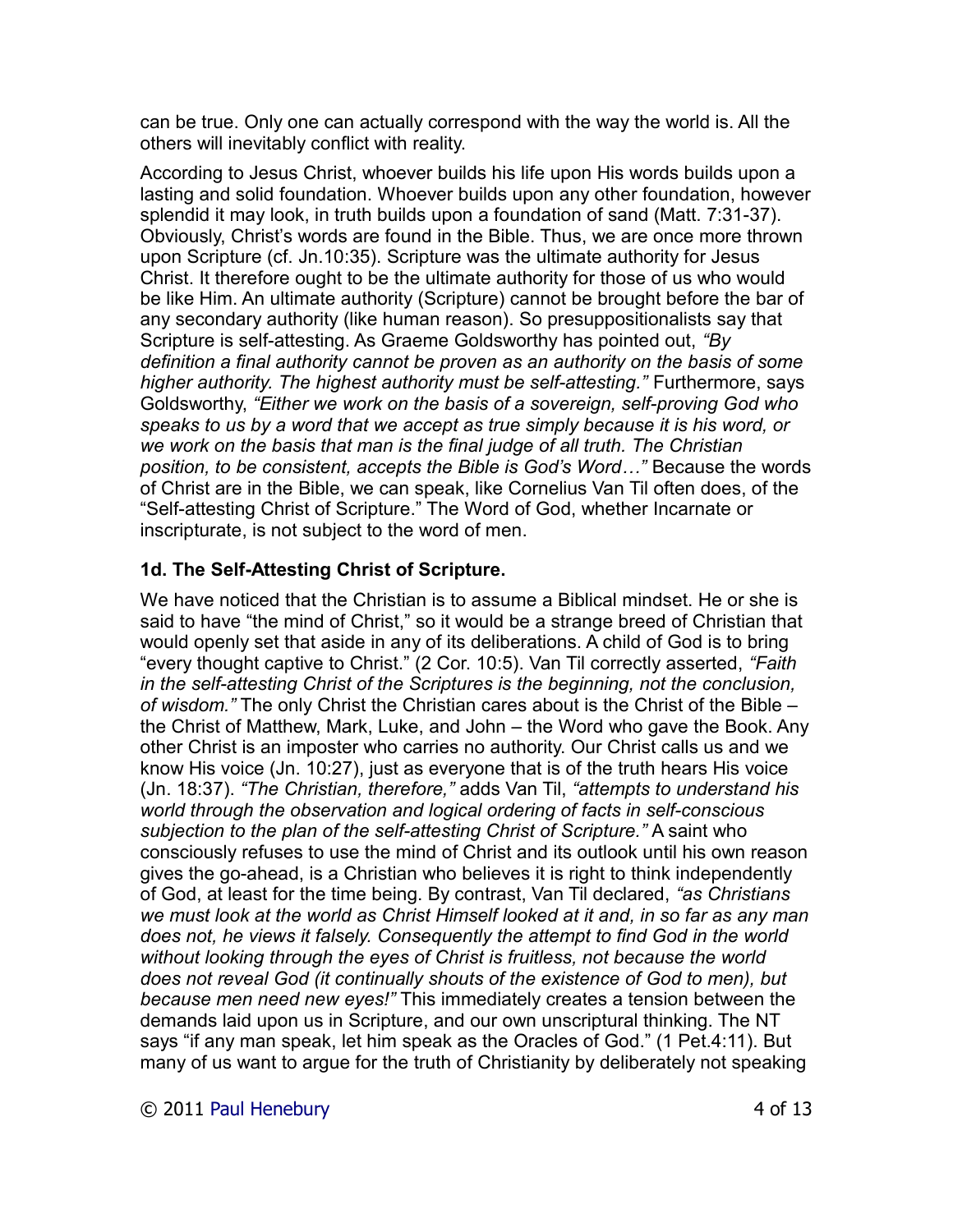can be true. Only one can actually correspond with the way the world is. All the others will inevitably conflict with reality.

According to Jesus Christ, whoever builds his life upon His words builds upon a lasting and solid foundation. Whoever builds upon any other foundation, however splendid it may look, in truth builds upon a foundation of sand (Matt. 7:31-37). Obviously, Christ's words are found in the Bible. Thus, we are once more thrown upon Scripture (cf. Jn.10:35). Scripture was the ultimate authority for Jesus Christ. It therefore ought to be the ultimate authority for those of us who would be like Him. An ultimate authority (Scripture) cannot be brought before the bar of any secondary authority (like human reason). So presuppositionalists say that Scripture is self-attesting. As Graeme Goldsworthy has pointed out, *"By definition a final authority cannot be proven as an authority on the basis of some higher authority. The highest authority must be self-attesting."* Furthermore, says Goldsworthy, *"Either we work on the basis of a sovereign, self-proving God who speaks to us by a word that we accept as true simply because it is his word, or we work on the basis that man is the final judge of all truth. The Christian position, to be consistent, accepts the Bible is God's Word…"* Because the words of Christ are in the Bible, we can speak, like Cornelius Van Til often does, of the "Self-attesting Christ of Scripture." The Word of God, whether Incarnate or inscripturate, is not subject to the word of men.

### 1d. The Self-Attesting Christ of Scripture.

We have noticed that the Christian is to assume a Biblical mindset. He or she is said to have "the mind of Christ," so it would be a strange breed of Christian that would openly set that aside in any of its deliberations. A child of God is to bring "every thought captive to Christ." (2 Cor. 10:5). Van Til correctly asserted, *"Faith in the self-attesting Christ of the Scriptures is the beginning, not the conclusion, of wisdom."* The only Christ the Christian cares about is the Christ of the Bible – the Christ of Matthew, Mark, Luke, and John – the Word who gave the Book. Any other Christ is an imposter who carries no authority. Our Christ calls us and we know His voice (Jn. 10:27), just as everyone that is of the truth hears His voice (Jn. 18:37). *"The Christian, therefore,"* adds Van Til, *"attempts to understand his world through the observation and logical ordering of facts in self-conscious subjection to the plan of the self-attesting Christ of Scripture."* A saint who consciously refuses to use the mind of Christ and its outlook until his own reason gives the go-ahead, is a Christian who believes it is right to think independently of God, at least for the time being. By contrast, Van Til declared, *"as Christians we must look at the world as Christ Himself looked at it and, in so far as any man does not, he views it falsely. Consequently the attempt to find God in the world without looking through the eyes of Christ is fruitless, not because the world does not reveal God (it continually shouts of the existence of God to men), but because men need new eyes!"* This immediately creates a tension between the demands laid upon us in Scripture, and our own unscriptural thinking. The NT says "if any man speak, let him speak as the Oracles of God." (1 Pet.4:11). But many of us want to argue for the truth of Christianity by deliberately not speaking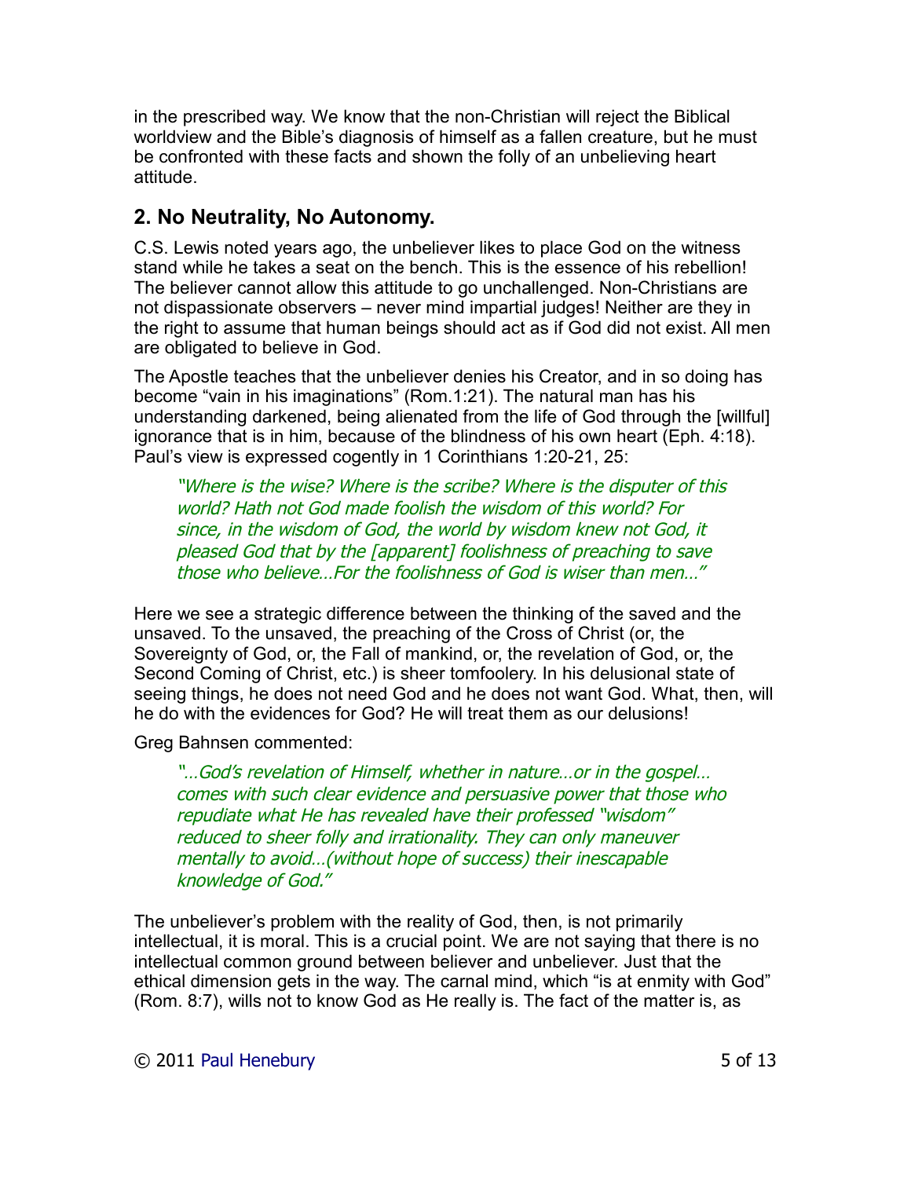in the prescribed way. We know that the non-Christian will reject the Biblical worldview and the Bible's diagnosis of himself as a fallen creature, but he must be confronted with these facts and shown the folly of an unbelieving heart attitude.

## 2. No Neutrality, No Autonomy.

C.S. Lewis noted years ago, the unbeliever likes to place God on the witness stand while he takes a seat on the bench. This is the essence of his rebellion! The believer cannot allow this attitude to go unchallenged. Non-Christians are not dispassionate observers – never mind impartial judges! Neither are they in the right to assume that human beings should act as if God did not exist. All men are obligated to believe in God.

The Apostle teaches that the unbeliever denies his Creator, and in so doing has become "vain in his imaginations" (Rom.1:21). The natural man has his understanding darkened, being alienated from the life of God through the [willful] ignorance that is in him, because of the blindness of his own heart (Eph. 4:18). Paul's view is expressed cogently in 1 Corinthians 1:20-21, 25:

> *"Where is the wise? Where is the scribe? Where is the disputer of this world? Hath not God made foolish the wisdom of this world? For since, in the wisdom of God, the world by wisdom knew not God, it pleased God that by the [apparent] foolishness of preaching to save those who believe…For the foolishness of God is wiser than men…"*

Here we see a strategic difference between the thinking of the saved and the unsaved. To the unsaved, the preaching of the Cross of Christ (or, the Sovereignty of God, or, the Fall of mankind, or, the revelation of God, or, the Second Coming of Christ, etc.) is sheer tomfoolery. In his delusional state of seeing things, he does not need God and he does not want God. What, then, will he do with the evidences for God? He will treat them as our delusions!

Greg Bahnsen commented:

> *"…God's revelation of Himself, whether in nature…or in the gospel… comes with such clear evidence and persuasive power that those who repudiate what He has revealed have their professed "wisdom" reduced to sheer folly and irrationality. They can only maneuver mentally to avoid…(without hope of success) their inescapable knowledge of God."*

The unbeliever's problem with the reality of God, then, is not primarily intellectual, it is moral. This is a crucial point. We are not saying that there is no intellectual common ground between believer and unbeliever. Just that the ethical dimension gets in the way. The carnal mind, which "is at enmity with God" (Rom. 8:7), wills not to know God as He really is. The fact of the matter is, as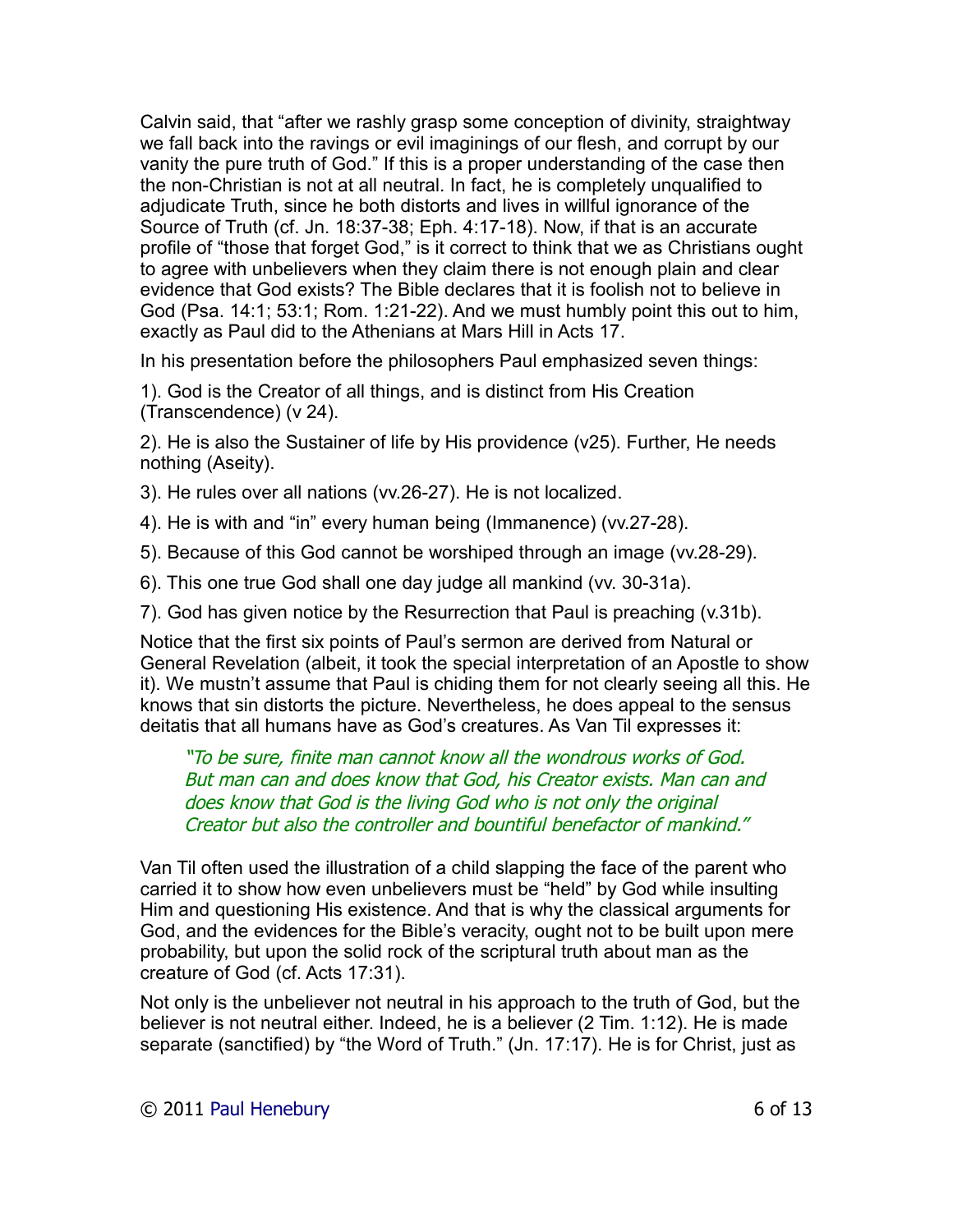Calvin said, that "after we rashly grasp some conception of divinity, straightway we fall back into the ravings or evil imaginings of our flesh, and corrupt by our vanity the pure truth of God." If this is a proper understanding of the case then the non-Christian is not at all neutral. In fact, he is completely unqualified to adjudicate Truth, since he both distorts and lives in willful ignorance of the Source of Truth (cf. Jn. 18:37-38; Eph. 4:17-18). Now, if that is an accurate profile of "those that forget God," is it correct to think that we as Christians ought to agree with unbelievers when they claim there is not enough plain and clear evidence that God exists? The Bible declares that it is foolish not to believe in God (Psa. 14:1; 53:1; Rom. 1:21-22). And we must humbly point this out to him, exactly as Paul did to the Athenians at Mars Hill in Acts 17.

In his presentation before the philosophers Paul emphasized seven things:

1). God is the Creator of all things, and is distinct from His Creation (Transcendence) (v 24).

2). He is also the Sustainer of life by His providence (v25). Further, He needs nothing (Aseity).

3). He rules over all nations (vv.26-27). He is not localized.

4). He is with and "in" every human being (Immanence) (vv.27-28).

5). Because of this God cannot be worshiped through an image (vv.28-29).

6). This one true God shall one day judge all mankind (vv. 30-31a).

7). God has given notice by the Resurrection that Paul is preaching (v.31b).

Notice that the first six points of Paul's sermon are derived from Natural or General Revelation (albeit, it took the special interpretation of an Apostle to show it). We mustn't assume that Paul is chiding them for not clearly seeing all this. He knows that sin distorts the picture. Nevertheless, he does appeal to the sensus deitatis that all humans have as God's creatures. As Van Til expresses it:

> *"To be sure, finite man cannot know all the wondrous works of God. But man can and does know that God, his Creator exists. Man can and does know that God is the living God who is not only the original Creator but also the controller and bountiful benefactor of mankind."*

Van Til often used the illustration of a child slapping the face of the parent who carried it to show how even unbelievers must be "held" by God while insulting Him and questioning His existence. And that is why the classical arguments for God, and the evidences for the Bible's veracity, ought not to be built upon mere probability, but upon the solid rock of the scriptural truth about man as the creature of God (cf. Acts 17:31).

Not only is the unbeliever not neutral in his approach to the truth of God, but the believer is not neutral either. Indeed, he is a believer (2 Tim. 1:12). He is made separate (sanctified) by "the Word of Truth." (Jn. 17:17). He is for Christ, just as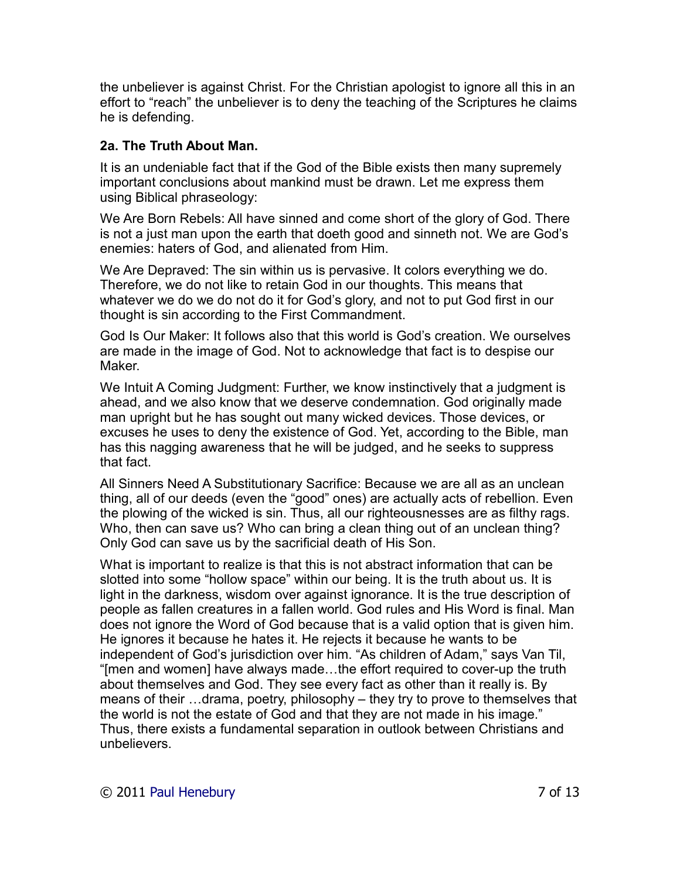the unbeliever is against Christ. For the Christian apologist to ignore all this in an effort to "reach" the unbeliever is to deny the teaching of the Scriptures he claims he is defending.

### 2a. The Truth About Man.

It is an undeniable fact that if the God of the Bible exists then many supremely important conclusions about mankind must be drawn. Let me express them using Biblical phraseology:

We Are Born Rebels: All have sinned and come short of the glory of God. There is not a just man upon the earth that doeth good and sinneth not. We are God's enemies: haters of God, and alienated from Him.

We Are Depraved: The sin within us is pervasive. It colors everything we do. Therefore, we do not like to retain God in our thoughts. This means that whatever we do we do not do it for God's glory, and not to put God first in our thought is sin according to the First Commandment.

God Is Our Maker: It follows also that this world is God's creation. We ourselves are made in the image of God. Not to acknowledge that fact is to despise our Maker.

We Intuit A Coming Judgment: Further, we know instinctively that a judgment is ahead, and we also know that we deserve condemnation. God originally made man upright but he has sought out many wicked devices. Those devices, or excuses he uses to deny the existence of God. Yet, according to the Bible, man has this nagging awareness that he will be judged, and he seeks to suppress that fact.

All Sinners Need A Substitutionary Sacrifice: Because we are all as an unclean thing, all of our deeds (even the "good" ones) are actually acts of rebellion. Even the plowing of the wicked is sin. Thus, all our righteousnesses are as filthy rags. Who, then can save us? Who can bring a clean thing out of an unclean thing? Only God can save us by the sacrificial death of His Son.

What is important to realize is that this is not abstract information that can be slotted into some "hollow space" within our being. It is the truth about us. It is light in the darkness, wisdom over against ignorance. It is the true description of people as fallen creatures in a fallen world. God rules and His Word is final. Man does not ignore the Word of God because that is a valid option that is given him. He ignores it because he hates it. He rejects it because he wants to be independent of God's jurisdiction over him. "As children of Adam," says Van Til, "[men and women] have always made…the effort required to cover-up the truth about themselves and God. They see every fact as other than it really is. By means of their …drama, poetry, philosophy – they try to prove to themselves that the world is not the estate of God and that they are not made in his image." Thus, there exists a fundamental separation in outlook between Christians and unbelievers.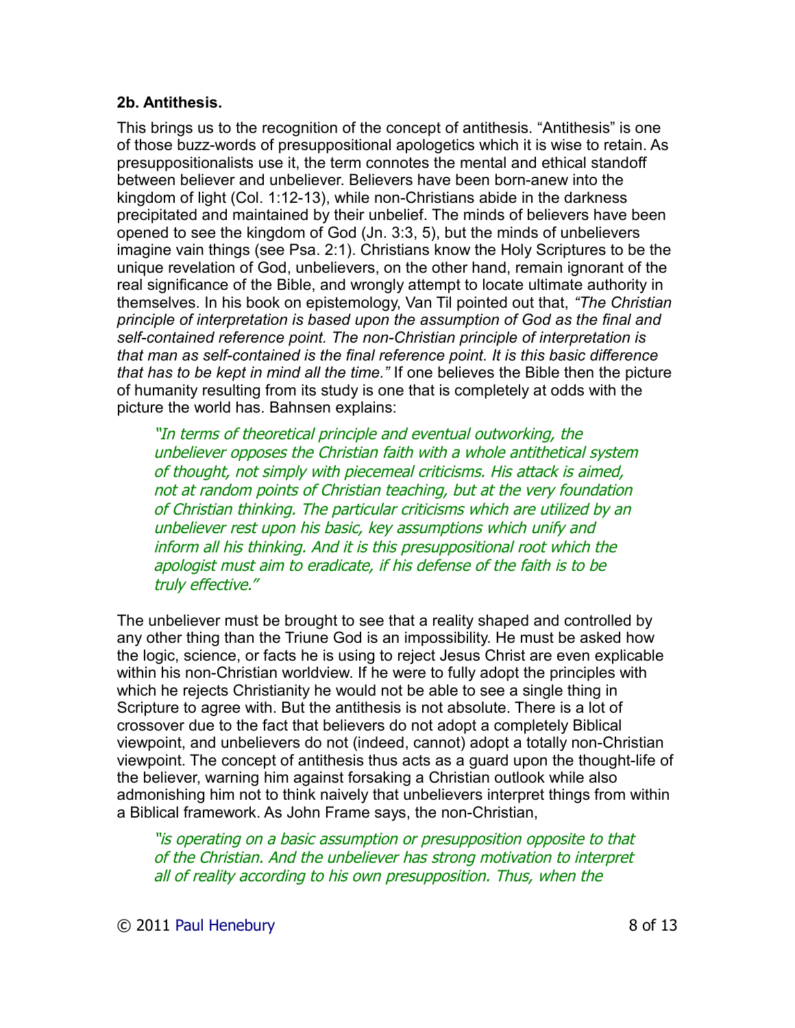**2b. Antithesis.**

This brings us to the recognition of the concept of antithesis. "Antithesis" is one of those buzz-words of presuppositional apologetics which it is wise to retain. As presuppositionalists use it, the term connotes the mental and ethical standoff between believer and unbeliever. Believers have been born-anew into the kingdom of light (Col. 1:12-13), while non-Christians abide in the darkness precipitated and maintained by their unbelief. The minds of believers have been opened to see the kingdom of God (Jn. 3:3, 5), but the minds of unbelievers imagine vain things (see Psa. 2:1). Christians know the Holy Scriptures to be the unique revelation of God, unbelievers, on the other hand, remain ignorant of the real significance of the Bible, and wrongly attempt to locate ultimate authority in themselves. In his book on epistemology, Van Til pointed out that, *"The Christian principle of interpretation is based upon the assumption of God as the final and self-contained reference point. The non-Christian principle of interpretation is that man as self-contained is the final reference point. It is this basic difference that has to be kept in mind all the time."* If one believes the Bible then the picture of humanity resulting from its study is one that is completely at odds with the picture the world has. Bahnsen explains:

> *"In terms of theoretical principle and eventual outworking, the unbeliever opposes the Christian faith with a whole antithetical system of thought, not simply with piecemeal criticisms. His attack is aimed, not at random points of Christian teaching, but at the very foundation of Christian thinking. The particular criticisms which are utilized by an unbeliever rest upon his basic, key assumptions which unify and inform all his thinking. And it is this presuppositional root which the apologist must aim to eradicate, if his defense of the faith is to be truly effective."*

The unbeliever must be brought to see that a reality shaped and controlled by any other thing than the Triune God is an impossibility. He must be asked how the logic, science, or facts he is using to reject Jesus Christ are even explicable within his non-Christian worldview. If he were to fully adopt the principles with which he rejects Christianity he would not be able to see a single thing in Scripture to agree with. But the antithesis is not absolute. There is a lot of crossover due to the fact that believers do not adopt a completely Biblical viewpoint, and unbelievers do not (indeed, cannot) adopt a totally non-Christian viewpoint. The concept of antithesis thus acts as a guard upon the thought-life of the believer, warning him against forsaking a Christian outlook while also admonishing him not to think naively that unbelievers interpret things from within a Biblical framework. As John Frame says, the non-Christian,

> *"is operating on a basic assumption or presupposition opposite to that of the Christian. And the unbeliever has strong motivation to interpret all of reality according to his own presupposition. Thus, when the*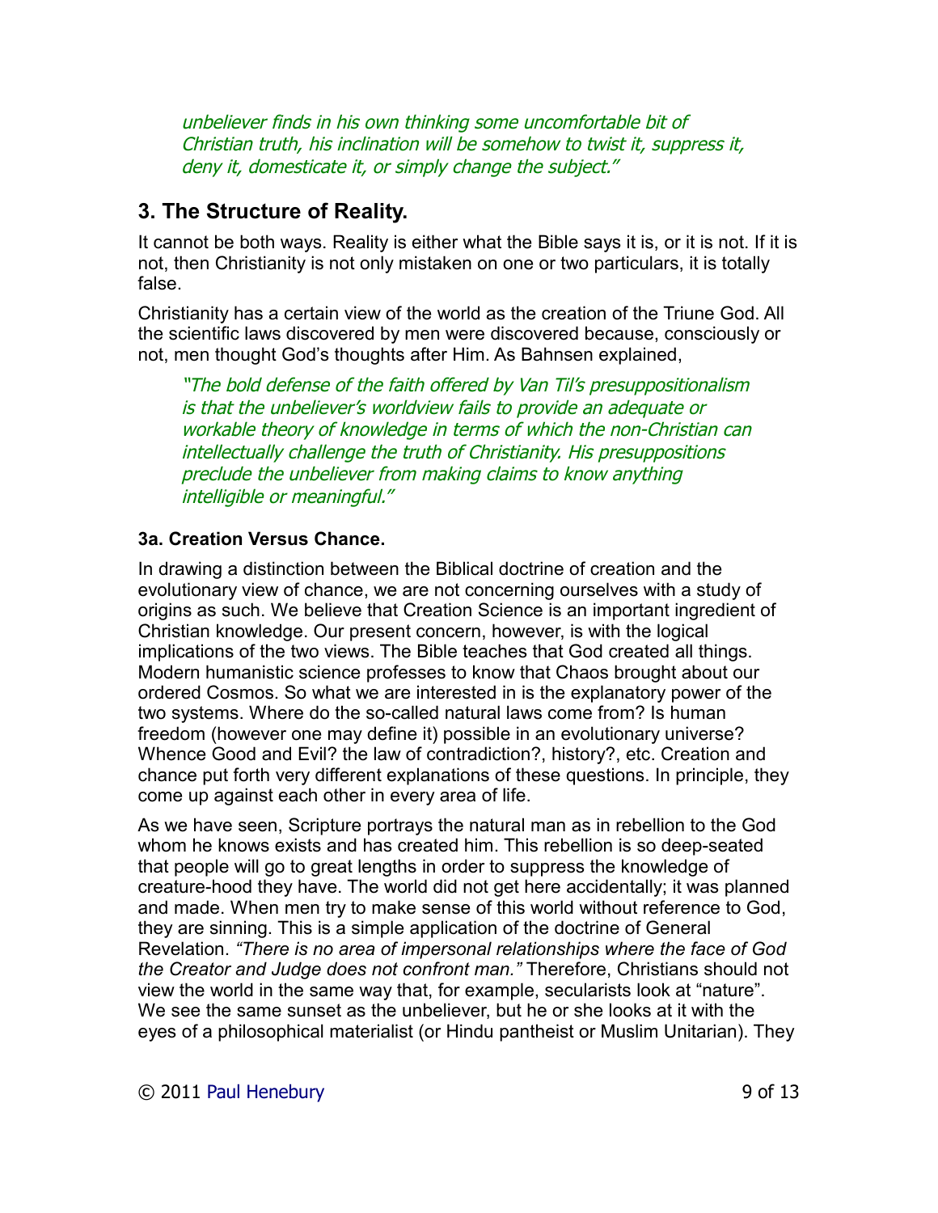*unbeliever finds in his own thinking some uncomfortable bit of Christian truth, his inclination will be somehow to twist it, suppress it, deny it, domesticate it, or simply change the subject."*

## 3. The Structure of Reality.

It cannot be both ways. Reality is either what the Bible says it is, or it is not. If it is not, then Christianity is not only mistaken on one or two particulars, it is totally false.

Christianity has a certain view of the world as the creation of the Triune God. All the scientific laws discovered by men were discovered because, consciously or not, men thought God's thoughts after Him. As Bahnsen explained,

> *"The bold defense of the faith offered by Van Til's presuppositionalism is that the unbeliever's worldview fails to provide an adequate or workable theory of knowledge in terms of which the non-Christian can intellectually challenge the truth of Christianity. His presuppositions preclude the unbeliever from making claims to know anything intelligible or meaningful."*

### 3a. Creation Versus Chance.

In drawing a distinction between the Biblical doctrine of creation and the evolutionary view of chance, we are not concerning ourselves with a study of origins as such. We believe that Creation Science is an important ingredient of Christian knowledge. Our present concern, however, is with the logical implications of the two views. The Bible teaches that God created all things. Modern humanistic science professes to know that Chaos brought about our ordered Cosmos. So what we are interested in is the explanatory power of the two systems. Where do the so-called natural laws come from? Is human freedom (however one may define it) possible in an evolutionary universe? Whence Good and Evil? the law of contradiction?, history?, etc. Creation and chance put forth very different explanations of these questions. In principle, they come up against each other in every area of life.

As we have seen, Scripture portrays the natural man as in rebellion to the God whom he knows exists and has created him. This rebellion is so deep-seated that people will go to great lengths in order to suppress the knowledge of creature-hood they have. The world did not get here accidentally; it was planned and made. When men try to make sense of this world without reference to God, they are sinning. This is a simple application of the doctrine of General Revelation. *"There is no area of impersonal relationships where the face of God the Creator and Judge does not confront man."* Therefore, Christians should not view the world in the same way that, for example, secularists look at "nature". We see the same sunset as the unbeliever, but he or she looks at it with the eyes of a philosophical materialist (or Hindu pantheist or Muslim Unitarian). They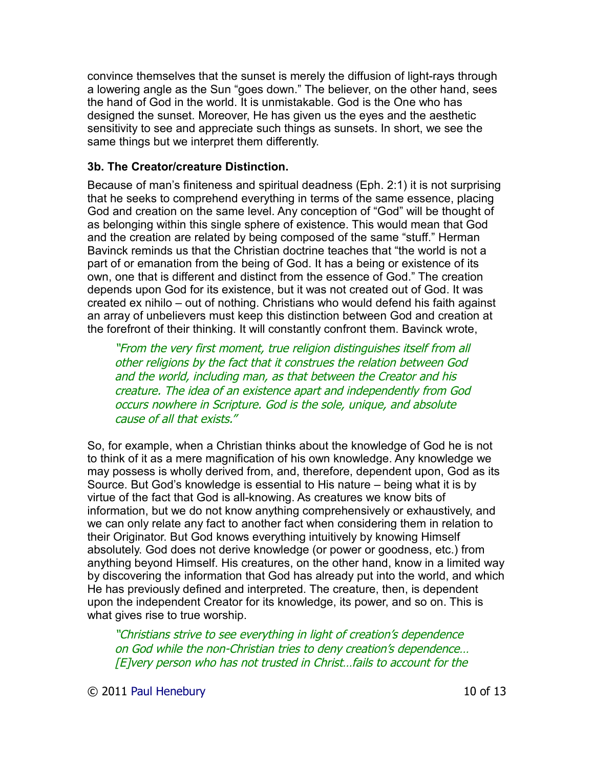convince themselves that the sunset is merely the diffusion of light-rays through a lowering angle as the Sun "goes down." The believer, on the other hand, sees the hand of God in the world. It is unmistakable. God is the One who has designed the sunset. Moreover, He has given us the eyes and the aesthetic sensitivity to see and appreciate such things as sunsets. In short, we see the same things but we interpret them differently.

**3b. The Creator/creature Distinction.**

Because of man's finiteness and spiritual deadness (Eph. 2:1) it is not surprising that he seeks to comprehend everything in terms of the same essence, placing God and creation on the same level. Any conception of "God" will be thought of as belonging within this single sphere of existence. This would mean that God and the creation are related by being composed of the same "stuff." Herman Bavinck reminds us that the Christian doctrine teaches that "the world is not a part of or emanation from the being of God. It has a being or existence of its own, one that is different and distinct from the essence of God." The creation depends upon God for its existence, but it was not created out of God. It was created ex nihilo – out of nothing. Christians who would defend his faith against an array of unbelievers must keep this distinction between God and creation at the forefront of their thinking. It will constantly confront them. Bavinck wrote,

> *"From the very first moment, true religion distinguishes itself from all other religions by the fact that it construes the relation between God and the world, including man, as that between the Creator and his creature. The idea of an existence apart and independently from God occurs nowhere in Scripture. God is the sole, unique, and absolute cause of all that exists."*

So, for example, when a Christian thinks about the knowledge of God he is not to think of it as a mere magnification of his own knowledge. Any knowledge we may possess is wholly derived from, and, therefore, dependent upon, God as its Source. But God's knowledge is essential to His nature – being what it is by virtue of the fact that God is all-knowing. As creatures we know bits of information, but we do not know anything comprehensively or exhaustively, and we can only relate any fact to another fact when considering them in relation to their Originator. But God knows everything intuitively by knowing Himself absolutely. God does not derive knowledge (or power or goodness, etc.) from anything beyond Himself. His creatures, on the other hand, know in a limited way by discovering the information that God has already put into the world, and which He has previously defined and interpreted. The creature, then, is dependent upon the independent Creator for its knowledge, its power, and so on. This is what gives rise to true worship.

> *"Christians strive to see everything in light of creation's dependence on God while the non-Christian tries to deny creation's dependence… [E]very person who has not trusted in Christ…fails to account for the*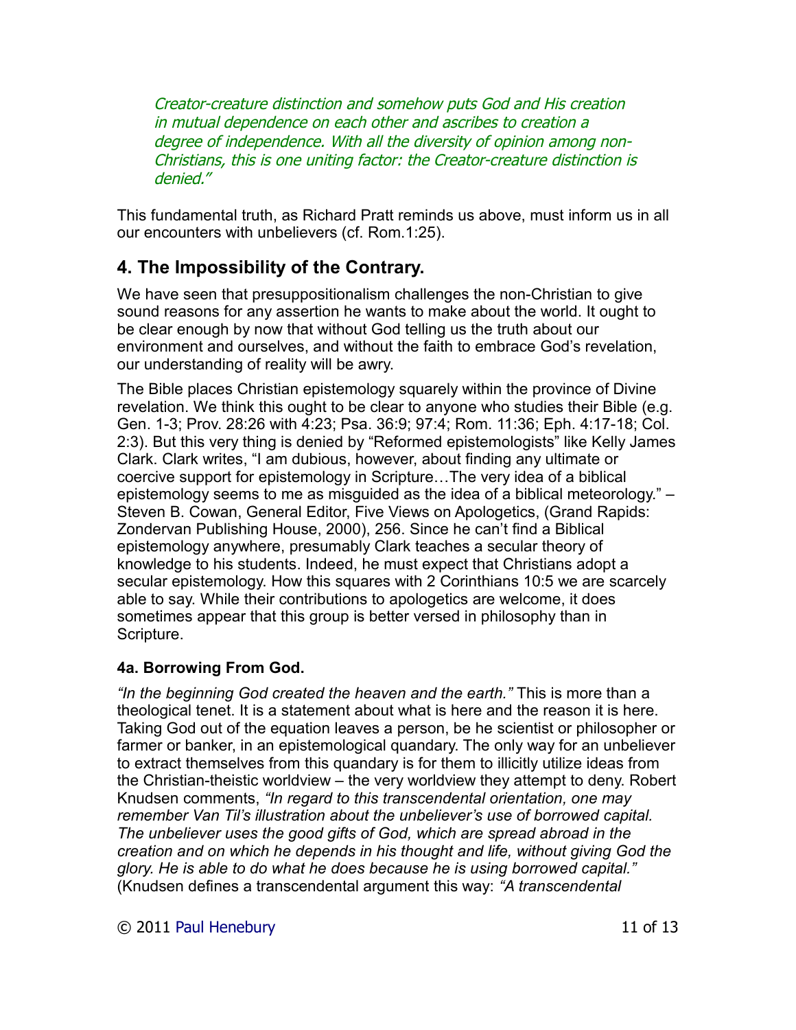*Creator-creature distinction and somehow puts God and His creation in mutual dependence on each other and ascribes to creation a degree of independence. With all the diversity of opinion among non-Christians, this is one uniting factor: the Creator-creature distinction is denied."*

This fundamental truth, as Richard Pratt reminds us above, must inform us in all our encounters with unbelievers (cf. Rom.1:25).

## 4. The Impossibility of the Contrary.

We have seen that presuppositionalism challenges the non-Christian to give sound reasons for any assertion he wants to make about the world. It ought to be clear enough by now that without God telling us the truth about our environment and ourselves, and without the faith to embrace God's revelation, our understanding of reality will be awry.

The Bible places Christian epistemology squarely within the province of Divine revelation. We think this ought to be clear to anyone who studies their Bible (e.g. Gen. 1-3; Prov. 28:26 with 4:23; Psa. 36:9; 97:4; Rom. 11:36; Eph. 4:17-18; Col. 2:3). But this very thing is denied by "Reformed epistemologists" like Kelly James Clark. Clark writes, "I am dubious, however, about finding any ultimate or coercive support for epistemology in Scripture…The very idea of a biblical epistemology seems to me as misguided as the idea of a biblical meteorology." – Steven B. Cowan, General Editor, Five Views on Apologetics, (Grand Rapids: Zondervan Publishing House, 2000), 256. Since he can't find a Biblical epistemology anywhere, presumably Clark teaches a secular theory of knowledge to his students. Indeed, he must expect that Christians adopt a secular epistemology. How this squares with 2 Corinthians 10:5 we are scarcely able to say. While their contributions to apologetics are welcome, it does sometimes appear that this group is better versed in philosophy than in Scripture.

### 4a. Borrowing From God.

*"In the beginning God created the heaven and the earth."* This is more than a theological tenet. It is a statement about what is here and the reason it is here. Taking God out of the equation leaves a person, be he scientist or philosopher or farmer or banker, in an epistemological quandary. The only way for an unbeliever to extract themselves from this quandary is for them to illicitly utilize ideas from the Christian-theistic worldview – the very worldview they attempt to deny. Robert Knudsen comments, *"In regard to this transcendental orientation, one may remember Van Til's illustration about the unbeliever's use of borrowed capital. The unbeliever uses the good gifts of God, which are spread abroad in the creation and on which he depends in his thought and life, without giving God the glory. He is able to do what he does because he is using borrowed capital."* (Knudsen defines a transcendental argument this way: *"A transcendental*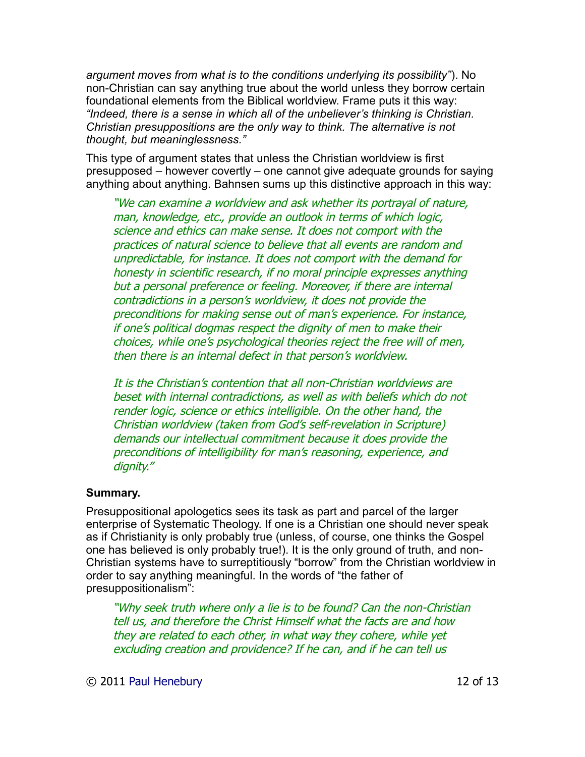*argument moves from what is to the conditions underlying its possibility"*). No non-Christian can say anything true about the world unless they borrow certain foundational elements from the Biblical worldview. Frame puts it this way: *"Indeed, there is a sense in which all of the unbeliever's thinking is Christian. Christian presuppositions are the only way to think. The alternative is not thought, but meaninglessness."*

This type of argument states that unless the Christian worldview is first presupposed – however covertly – one cannot give adequate grounds for saying anything about anything. Bahnsen sums up this distinctive approach in this way:

> *"We can examine a worldview and ask whether its portrayal of nature, man, knowledge, etc., provide an outlook in terms of which logic, science and ethics can make sense. It does not comport with the practices of natural science to believe that all events are random and unpredictable, for instance. It does not comport with the demand for honesty in scientific research, if no moral principle expresses anything but a personal preference or feeling. Moreover, if there are internal contradictions in a person's worldview, it does not provide the preconditions for making sense out of man's experience. For instance, if one's political dogmas respect the dignity of men to make their choices, while one's psychological theories reject the free will of men, then there is an internal defect in that person's worldview.*
>
> *It is the Christian's contention that all non-Christian worldviews are beset with internal contradictions, as well as with beliefs which do not render logic, science or ethics intelligible. On the other hand, the Christian worldview (taken from God's self-revelation in Scripture) demands our intellectual commitment because it does provide the preconditions of intelligibility for man's reasoning, experience, and dignity."*

### Summary.

Presuppositional apologetics sees its task as part and parcel of the larger enterprise of Systematic Theology. If one is a Christian one should never speak as if Christianity is only probably true (unless, of course, one thinks the Gospel one has believed is only probably true!). It is the only ground of truth, and non-Christian systems have to surreptitiously "borrow" from the Christian worldview in order to say anything meaningful. In the words of "the father of presuppositionalism":

> *"Why seek truth where only a lie is to be found? Can the non-Christian tell us, and therefore the Christ Himself what the facts are and how they are related to each other, in what way they cohere, while yet excluding creation and providence? If he can, and if he can tell us*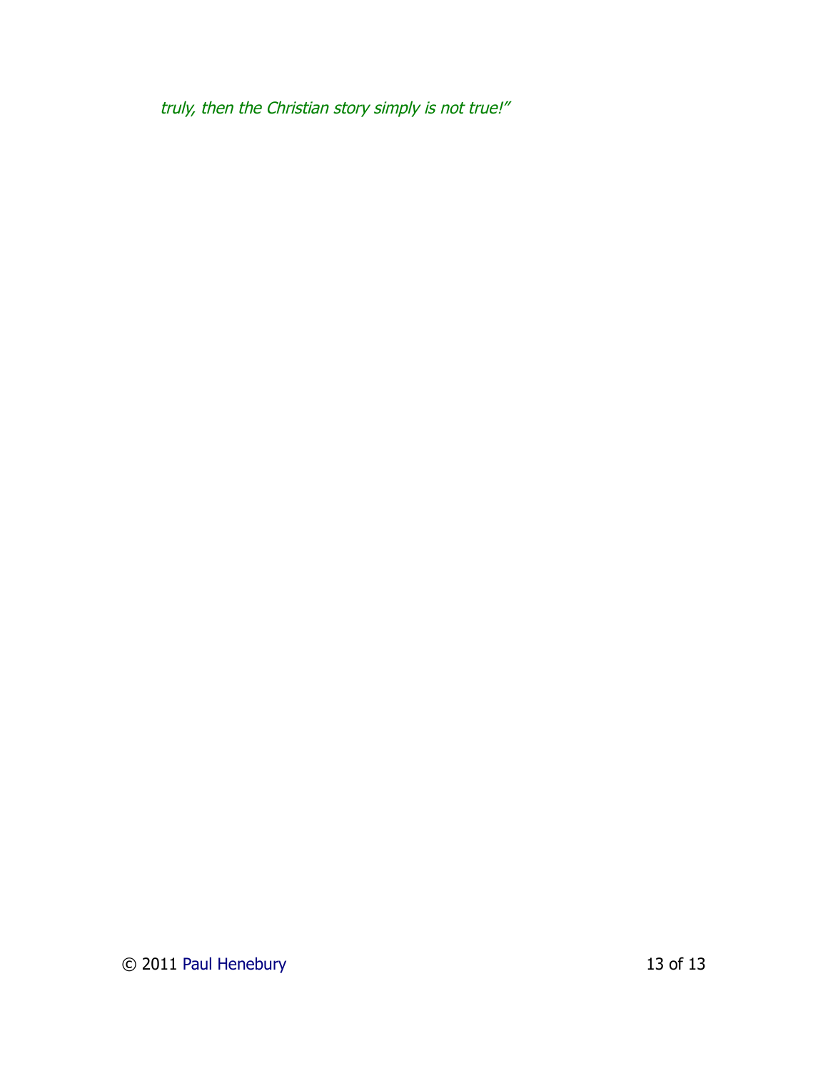*truly, then the Christian story simply is not true!"*